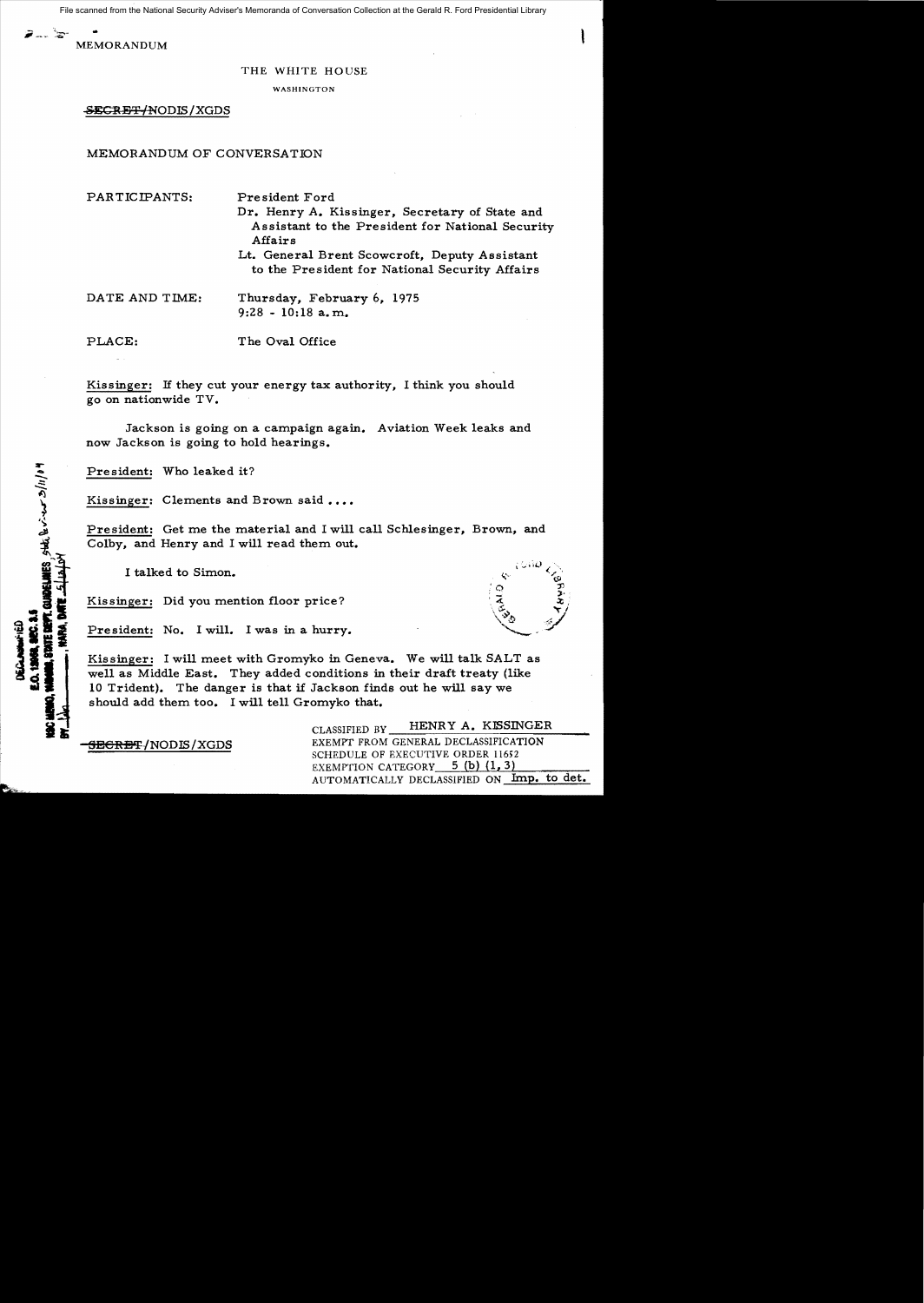File scanned from the National Security Adviser's Memoranda of Conversation Collection at the Gerald R. Ford Presidential Library

MEMORANDUM

THE WHITE HOUSE

WASHINGTON

~~SECRET~~/NODIS/XGDS

MEMORANDUM OF CONVERSATION

PARTICIPANTS: President Ford

Dr. Henry A. Kissinger, Secretary of State and Assistant to the President for National Security Affairs

Lt. General Brent Scowcroft, Deputy Assistant to the President for National Security Affairs

DATE AND TIME: Thursday, February 6, 1975
9:28 - 10:18 a.m.

PLACE: The Oval Office

Kissinger: If they cut your energy tax authority, I think you should go on nationwide TV.

Jackson is going on a campaign again. Aviation Week leaks and now Jackson is going to hold hearings.

President: Who leaked it?

Kissinger: Clements and Brown said ....

President: Get me the material and I will call Schlesinger, Brown, and Colby, and Henry and I will read them out.

I talked to Simon.

Kissinger: Did you mention floor price?

President: No. I will. I was in a hurry.

Kissinger: I will meet with Gromyko in Geneva. We will talk SALT as well as Middle East. They added conditions in their draft treaty (like 10 Trident). The danger is that if Jackson finds out he will say we should add them too. I will tell Gromyko that.

~~SECRET~~/NODIS/XGDS

CLASSIFIED BY HENRY A. KISSINGER
EXEMPT FROM GENERAL DECLASSIFICATION SCHEDULE OF EXECUTIVE ORDER 11652
EXEMPTION CATEGORY 5 (b) (1, 3)
AUTOMATICALLY DECLASSIFIED ON Imp. to det.

DECLASSIFIED
E.O. 12958, SEC. 3.5
NSC MEMO, 11/24/98, STATE DEPT. GUIDELINES
BY ___, NARA, DATE ___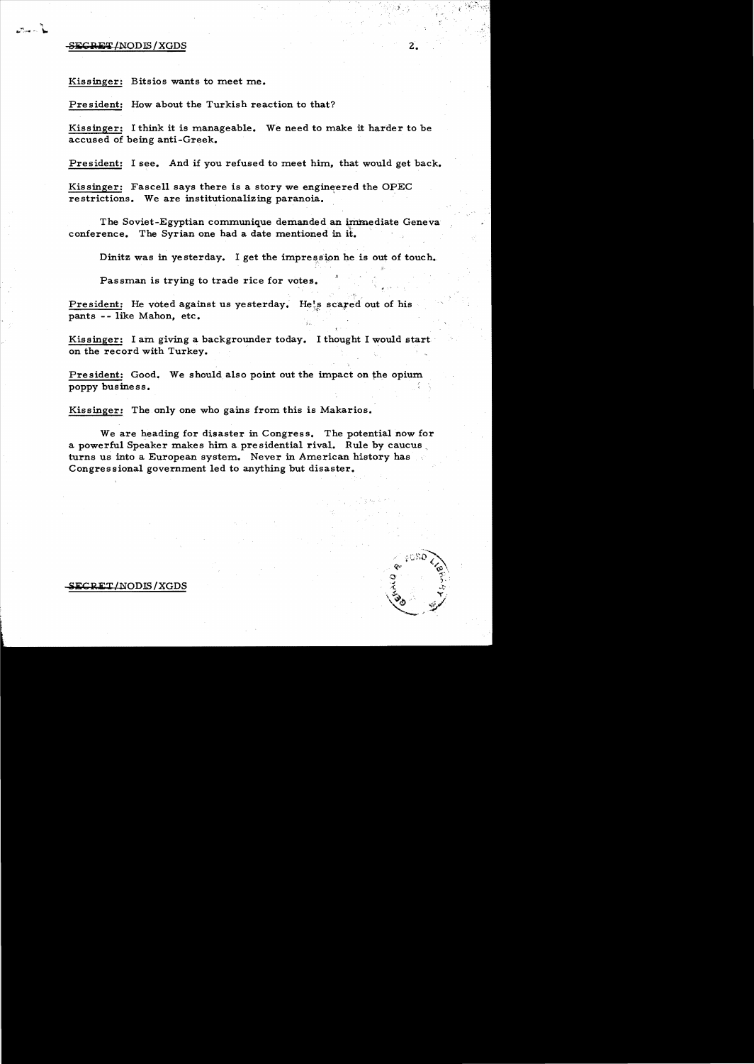Kissinger: Bitsios wants to meet me.

President: How about the Turkish reaction to that?

Kissinger: I think it is manageable. We need to make it harder to be accused of being anti-Greek.

President: I see. And if you refused to meet him, that would get back.

Kissinger: Fascell says there is a story we engineered the OPEC restrictions. We are institutionalizing paranoia.

The Soviet-Egyptian communique demanded an immediate Geneva conference. The Syrian one had a date mentioned in it.

Dinitz was in yesterday. I get the impression he is out of touch.

Passman is trying to trade rice for votes.

President: He voted against us yesterday. He's scared out of his pants -- like Mahon, etc.

Kissinger: I am giving a backgrounder today. I thought I would start on the record with Turkey.

President: Good. We should also point out the impact on the opium poppy business.

Kissinger: The only one who gains from this is Makarios.

We are heading for disaster in Congress. The potential now for a powerful Speaker makes him a presidential rival. Rule by caucus turns us into a European system. Never in American history has Congressional government led to anything but disaster.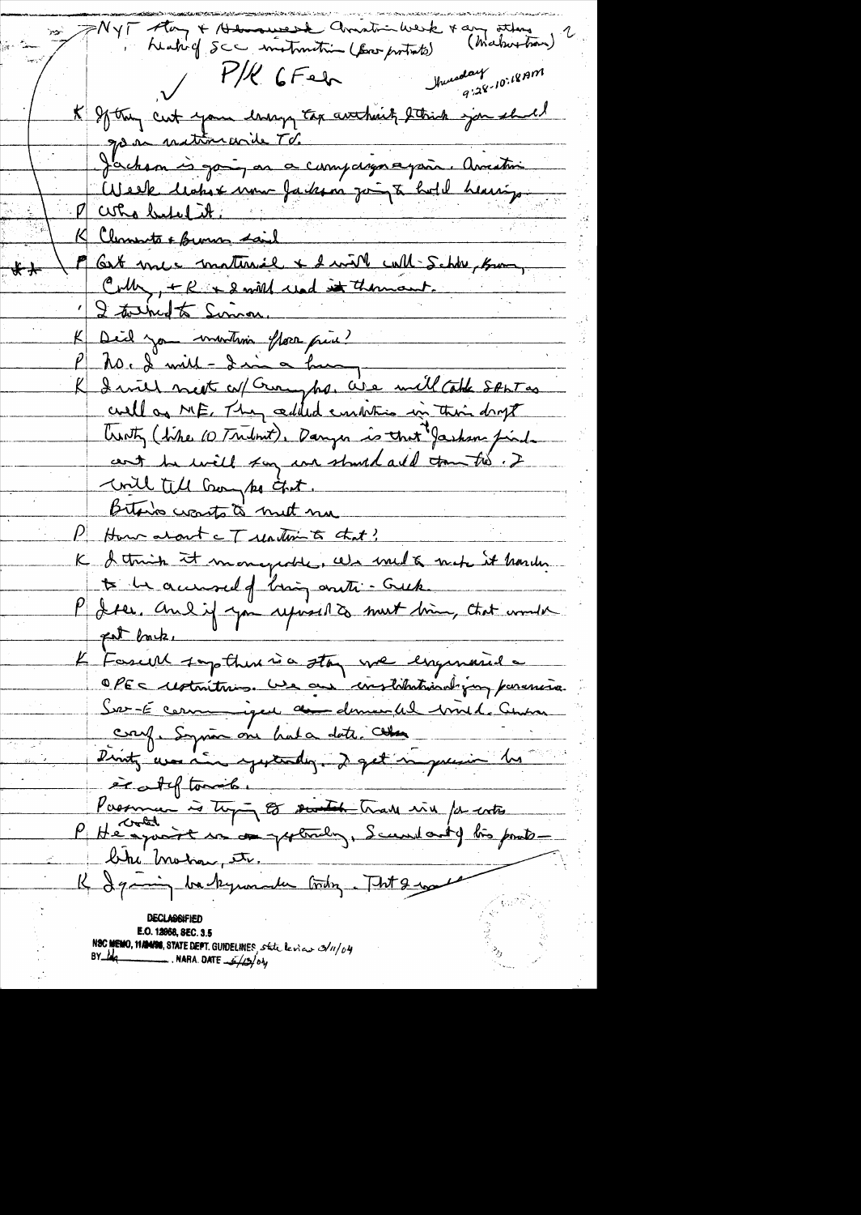→ NYT story + Armistice Week + any others (Makarios) 2
Leak of SCC instruction (for portrait)

✓ P/K 6 Feb Thursday 9:28-10:18 AM

K If they cut your energy tax authority I think you should go on nationwide TV.

Jackson is going on a campaign again. Armistice Week leaks & now Jackson going to hold hearings.

P Who leaked it.

K Clements & Brown said

** P Get me the material & I will call Schl, Brown, Colby, + K & I will read it the riot act.

I talked to Simon.

K Did you mention floor price?

P No. I will - I'm a bear.

K I will meet w/ Gromyko. We will table SALT as well as ME. They added conditions in their draft treaty (like 10 Trident). Danger is that Jackson finds out he will say we should add them too. I will tell Gromyko that.

Bitsios wants to meet me

P How about a T reaction to that?

K I think it manageable. We need to make it harder to be accused of being anti-Greek.

P I see. And if you refused to meet him, that would get back.

K Fascell says there is a story we engineered a OPEC restrictions. We are institutionalizing paranoia. Sec-E commission demanded world. Even conf. Seymour one had a date. Dirty was in yesterday. I get impression he is out of touch.

Passman is trying to [?] Trade bill for votes

P He [?] in yesterday, Scared out of his pants - like Mahon, etc.

K I going backgrounder today. That I would

DECLASSIFIED
E.O. 12958, SEC. 3.5
NSC MEMO, 11/24/98, STATE DEPT. GUIDELINES, State Review 3/11/04
BY [?] NARA. DATE 5/13/04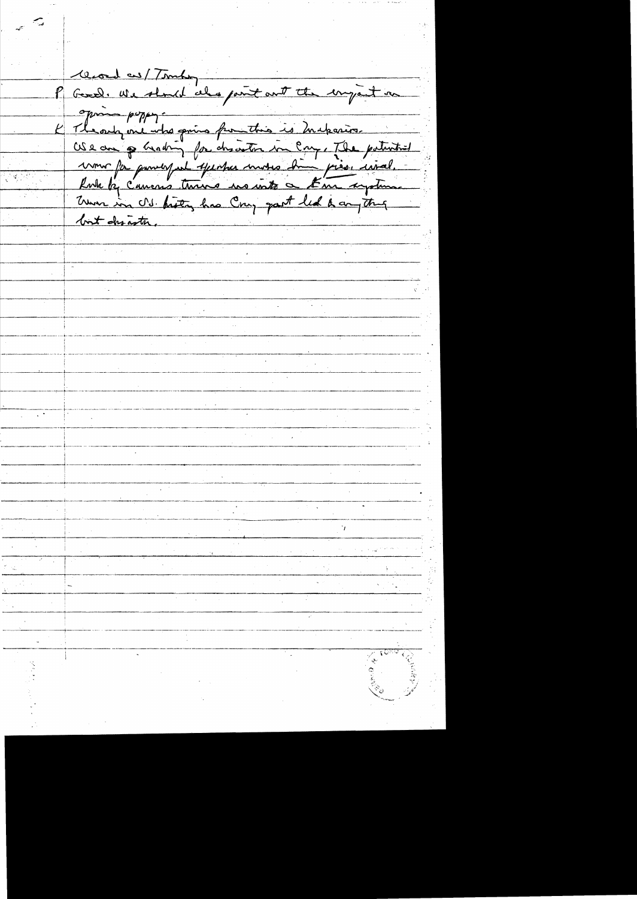Word w/ Tonkin

P Good. We should also point out the impact on opium poppy.

K The only one who gains from this is Makarios. We are going heading for disaster in Cong. The potential[?] ... for ... speeches makes him pres. ... Look by Cannons turns us into a ... system. Never in US history has Cong part led to anything but disaster.